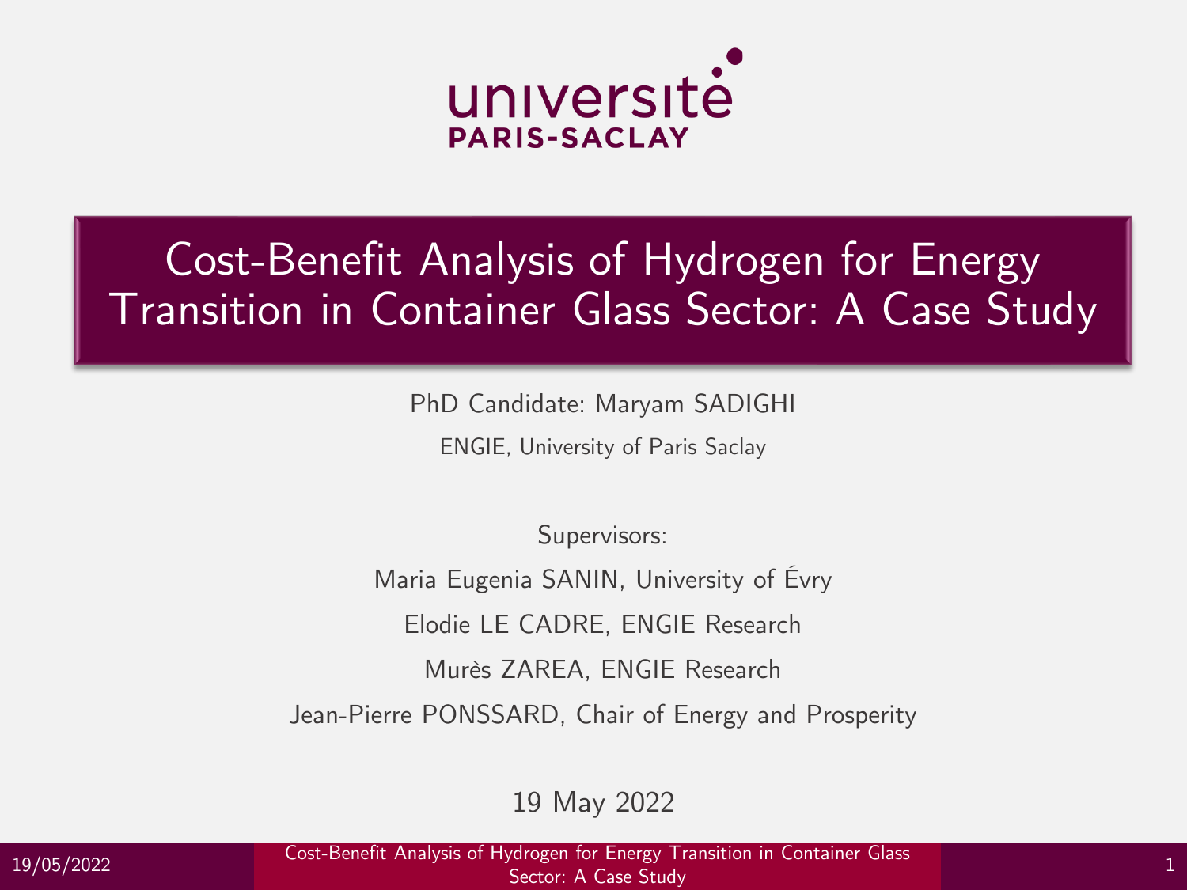université
PARIS-SACLAY

# Cost-Benefit Analysis of Hydrogen for Energy Transition in Container Glass Sector: A Case Study

PhD Candidate: Maryam SADIGHI

ENGIE, University of Paris Saclay

Supervisors:

Maria Eugenia SANIN, University of Évry

Elodie LE CADRE, ENGIE Research

Murès ZAREA, ENGIE Research

Jean-Pierre PONSSARD, Chair of Energy and Prosperity

19 May 2022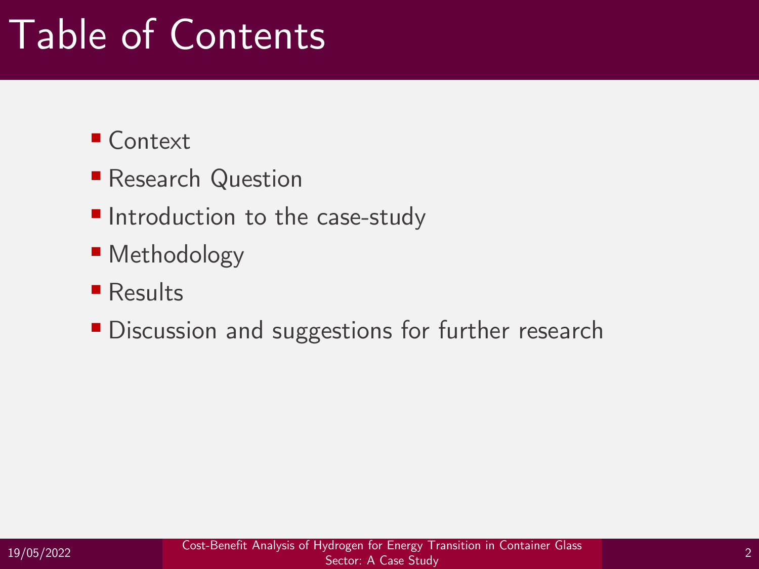# Table of Contents

- Context
- Research Question
- Introduction to the case-study
- Methodology
- Results
- Discussion and suggestions for further research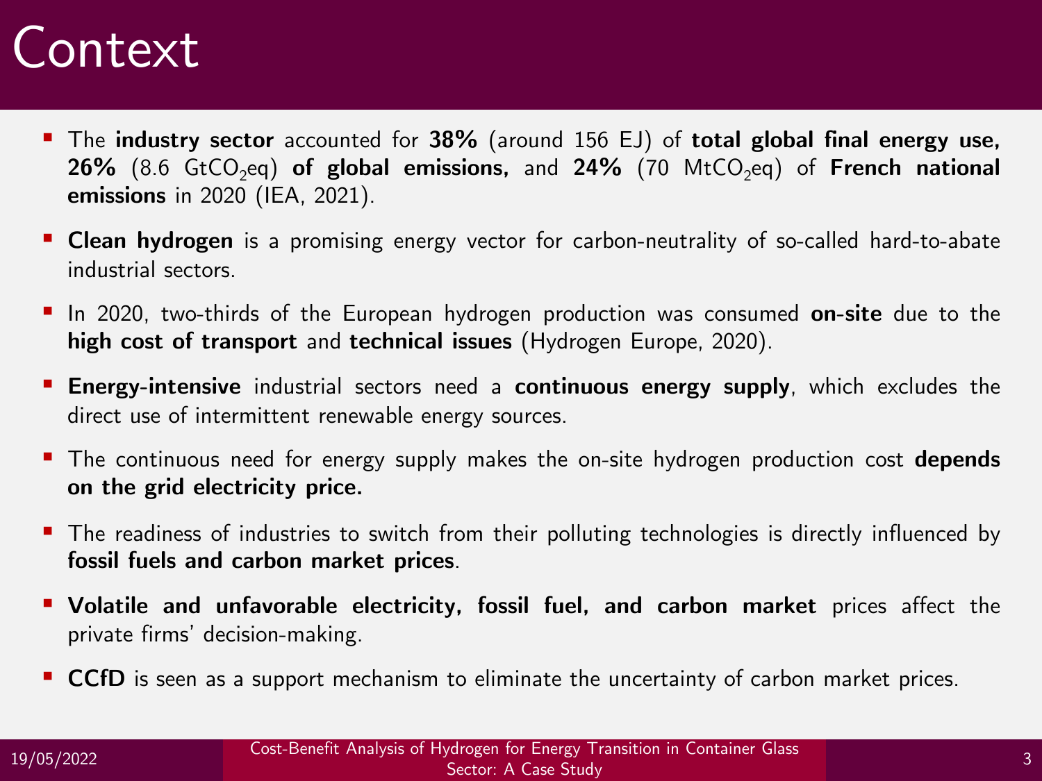# Context

- The **industry sector** accounted for **38%** (around 156 EJ) of **total global final energy use, 26%** (8.6 $GtCO_2eq$) **of global emissions,** and **24%** (70 $MtCO_2eq$) of **French national emissions** in 2020 (IEA, 2021).
- **Clean hydrogen** is a promising energy vector for carbon-neutrality of so-called hard-to-abate industrial sectors.
- In 2020, two-thirds of the European hydrogen production was consumed **on-site** due to the **high cost of transport** and **technical issues** (Hydrogen Europe, 2020).
- **Energy-intensive** industrial sectors need a **continuous energy supply**, which excludes the direct use of intermittent renewable energy sources.
- The continuous need for energy supply makes the on-site hydrogen production cost **depends on the grid electricity price.**
- The readiness of industries to switch from their polluting technologies is directly influenced by **fossil fuels and carbon market prices**.
- **Volatile and unfavorable electricity, fossil fuel, and carbon market** prices affect the private firms' decision-making.
- **CCfD** is seen as a support mechanism to eliminate the uncertainty of carbon market prices.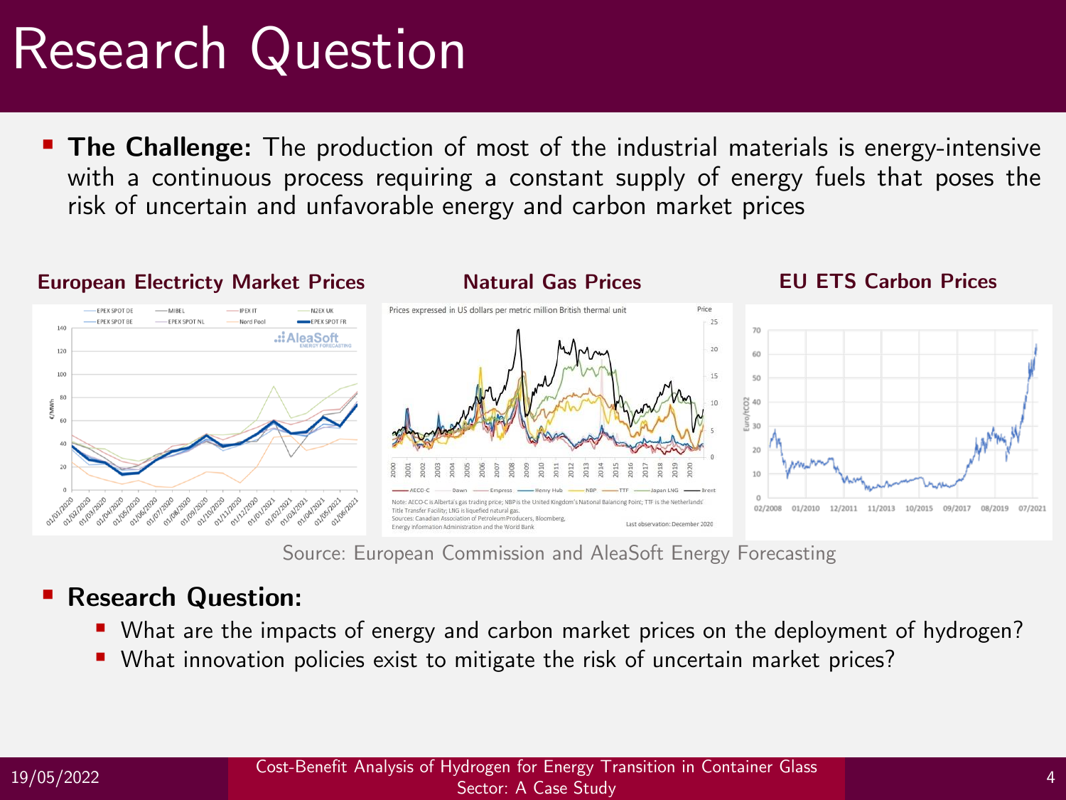# Research Question

- **The Challenge:** The production of most of the industrial materials is energy-intensive with a continuous process requiring a constant supply of energy fuels that poses the risk of uncertain and unfavorable energy and carbon market prices

**European Electricty Market Prices** | **Natural Gas Prices** | **EU ETS Carbon Prices**

Source: European Commission and AleaSoft Energy Forecasting

- **Research Question:**
  - What are the impacts of energy and carbon market prices on the deployment of hydrogen?
  - What innovation policies exist to mitigate the risk of uncertain market prices?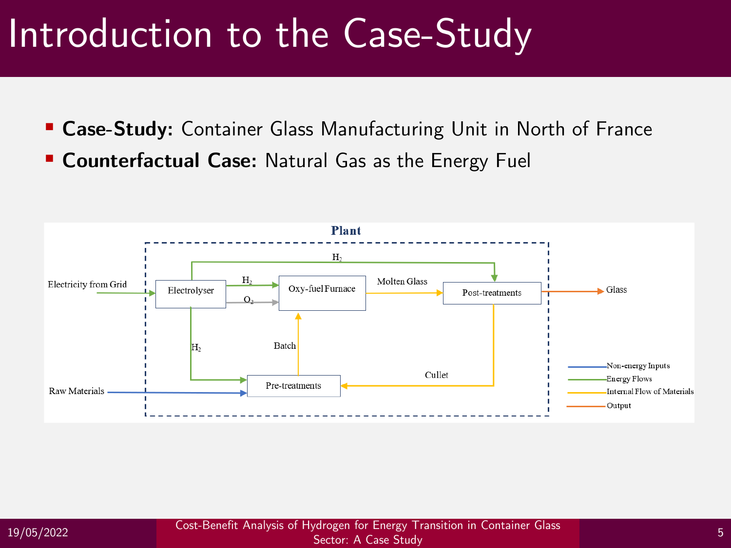# Introduction to the Case-Study

- **Case-Study:** Container Glass Manufacturing Unit in North of France
- **Counterfactual Case:** Natural Gas as the Energy Fuel

**Plant**

Electricity from Grid → Electrolyser

Electrolyser → $H_2$ → Oxy-fuel Furnace

Electrolyser → $O_2$ → Oxy-fuel Furnace

Electrolyser → $H_2$ → Post-treatments

Electrolyser → $H_2$ → Pre-treatments

Raw Materials → Pre-treatments

Pre-treatments → Batch → Oxy-fuel Furnace

Oxy-fuel Furnace → Molten Glass → Post-treatments

Post-treatments → Cullet → Pre-treatments

Post-treatments → Glass

Legend:
- Non-energy Inputs
- Energy Flows
- Internal Flow of Materials
- Output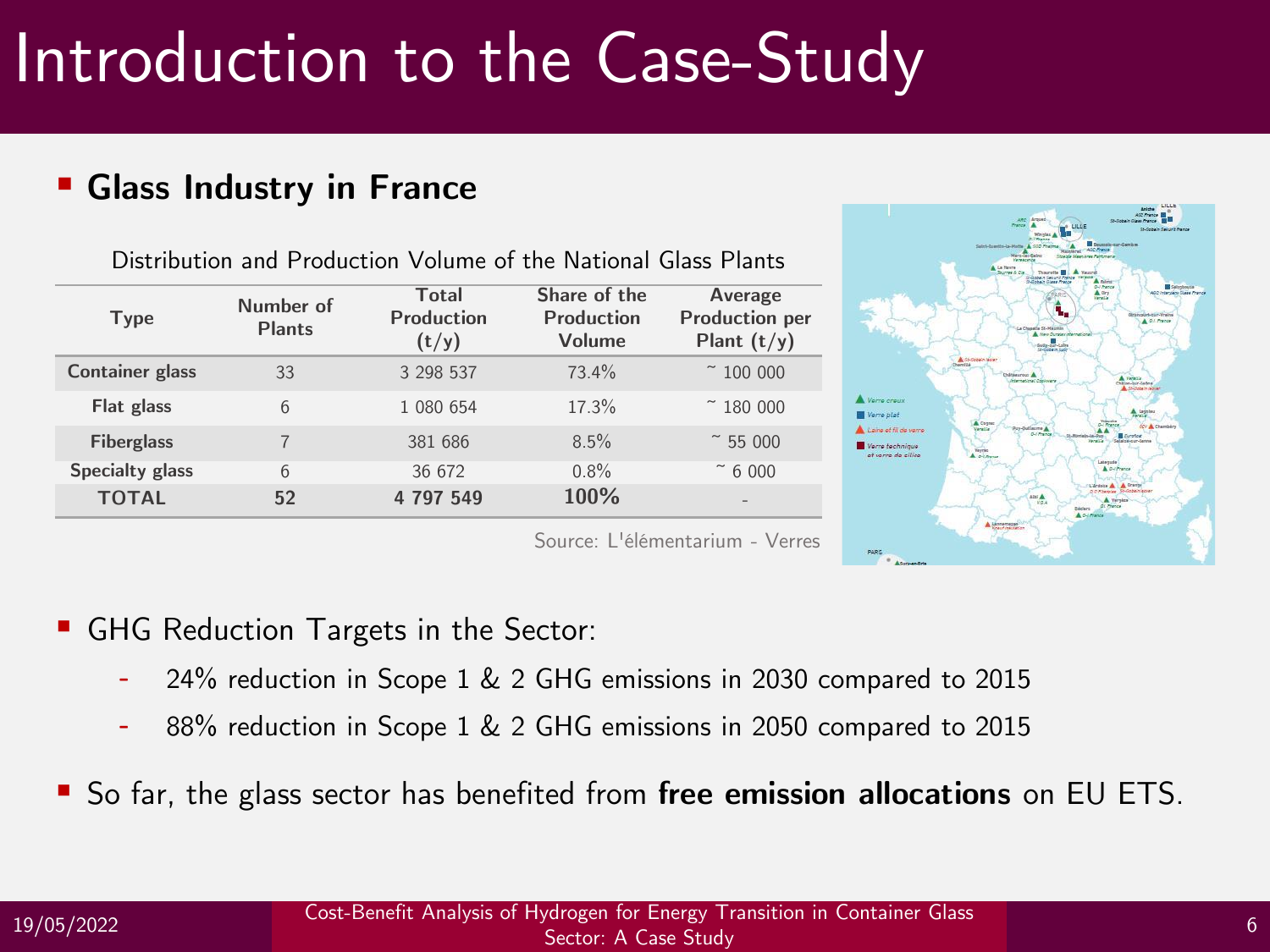# Introduction to the Case-Study

- **Glass Industry in France**

Distribution and Production Volume of the National Glass Plants

| Type | Number of Plants | Total Production (t/y) | Share of the Production Volume | Average Production per Plant (t/y) |
|---|---|---|---|---|
| **Container glass** | 33 | 3 298 537 | 73.4% | ~ 100 000 |
| **Flat glass** | 6 | 1 080 654 | 17.3% | ~ 180 000 |
| **Fiberglass** | 7 | 381 686 | 8.5% | ~ 55 000 |
| **Specialty glass** | 6 | 36 672 | 0.8% | ~ 6 000 |
| **TOTAL** | **52** | **4 797 549** | **100%** | - |

Source: L'élémentarium - Verres

- GHG Reduction Targets in the Sector:
  - 24% reduction in Scope 1 & 2 GHG emissions in 2030 compared to 2015
  - 88% reduction in Scope 1 & 2 GHG emissions in 2050 compared to 2015
- So far, the glass sector has benefited from **free emission allocations** on EU ETS.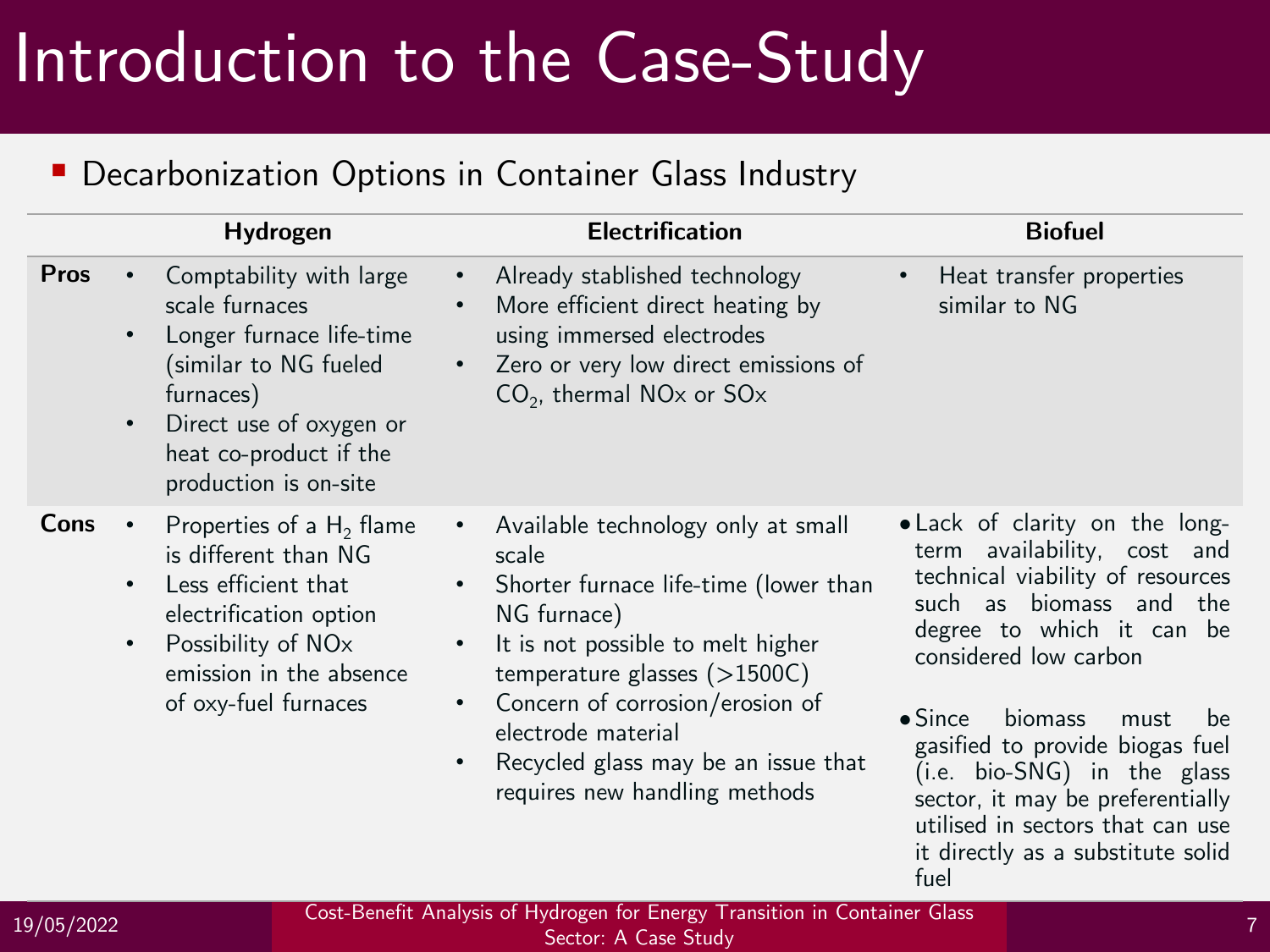# Introduction to the Case-Study

- Decarbonization Options in Container Glass Industry

| | Hydrogen | Electrification | Biofuel |
|---|---|---|---|
| **Pros** | • Comptability with large scale furnaces<br>• Longer furnace life-time (similar to NG fueled furnaces)<br>• Direct use of oxygen or heat co-product if the production is on-site | • Already stablished technology<br>• More efficient direct heating by using immersed electrodes<br>• Zero or very low direct emissions of $CO_2$, thermal NOx or SOx | • Heat transfer properties similar to NG |
| **Cons** | • Properties of a $H_2$ flame is different than NG<br>• Less efficient that electrification option<br>• Possibility of NOx emission in the absence of oxy-fuel furnaces | • Available technology only at small scale<br>• Shorter furnace life-time (lower than NG furnace)<br>• It is not possible to melt higher temperature glasses (>1500C)<br>• Concern of corrosion/erosion of electrode material<br>• Recycled glass may be an issue that requires new handling methods | • Lack of clarity on the long-term availability, cost and technical viability of resources such as biomass and the degree to which it can be considered low carbon<br>• Since biomass must be gasified to provide biogas fuel (i.e. bio-SNG) in the glass sector, it may be preferentially utilised in sectors that can use it directly as a substitute solid fuel |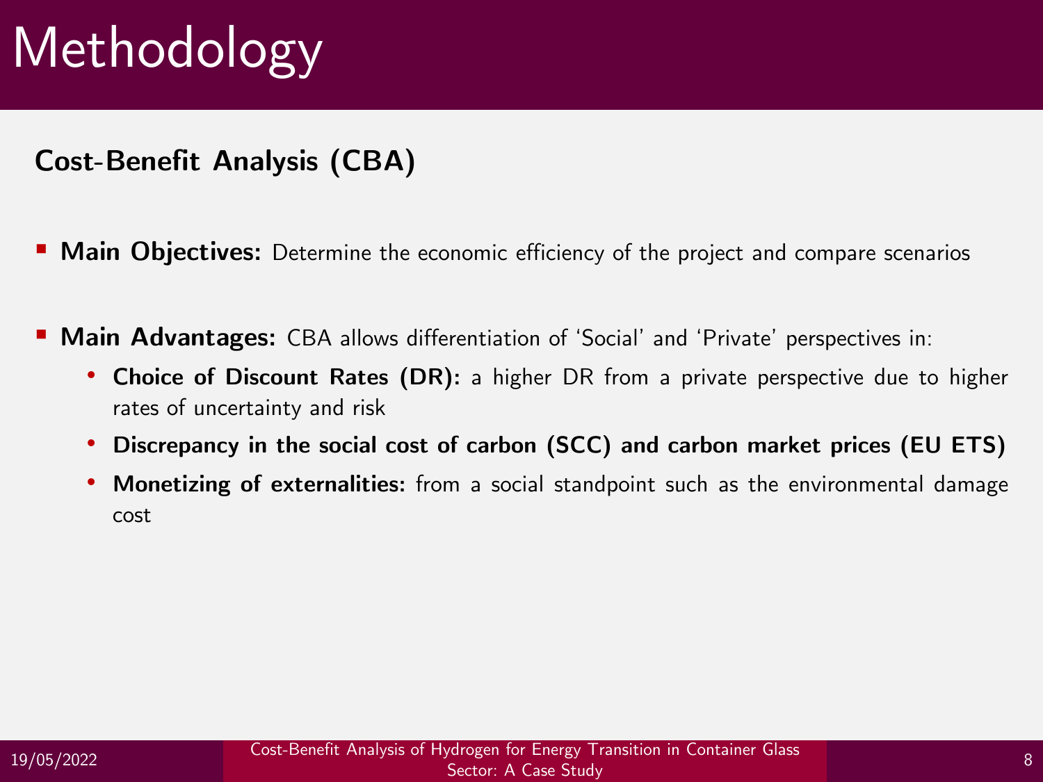# Methodology

## Cost-Benefit Analysis (CBA)

- **Main Objectives:** Determine the economic efficiency of the project and compare scenarios
- **Main Advantages:** CBA allows differentiation of 'Social' and 'Private' perspectives in:
  - **Choice of Discount Rates (DR):** a higher DR from a private perspective due to higher rates of uncertainty and risk
  - **Discrepancy in the social cost of carbon (SCC) and carbon market prices (EU ETS)**
  - **Monetizing of externalities:** from a social standpoint such as the environmental damage cost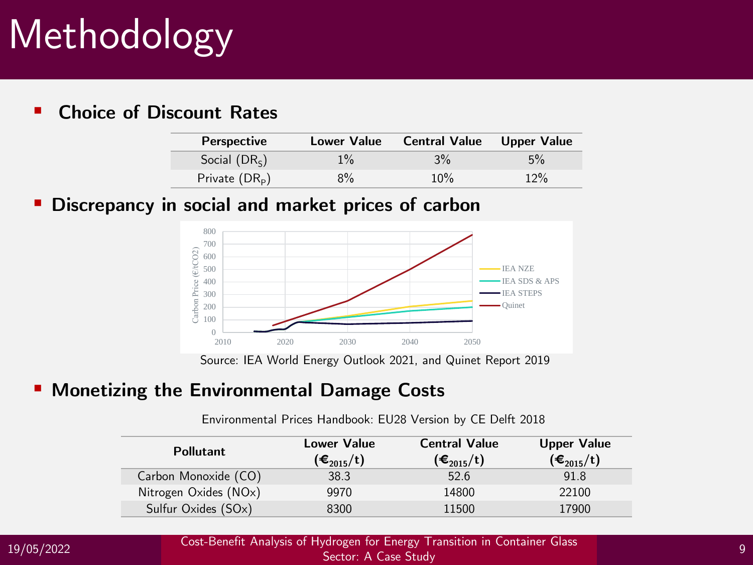# Methodology

- **Choice of Discount Rates**

| Perspective | Lower Value | Central Value | Upper Value |
|---|---|---|---|
| Social ($DR_S$) | 1% | 3% | 5% |
| Private ($DR_P$) | 8% | 10% | 12% |

- **Discrepancy in social and market prices of carbon**

Source: IEA World Energy Outlook 2021, and Quinet Report 2019

- **Monetizing the Environmental Damage Costs**

Environmental Prices Handbook: EU28 Version by CE Delft 2018

| Pollutant | Lower Value (€$_{2015}$/t) | Central Value (€$_{2015}$/t) | Upper Value (€$_{2015}$/t) |
|---|---|---|---|
| Carbon Monoxide (CO) | 38.3 | 52.6 | 91.8 |
| Nitrogen Oxides (NOx) | 9970 | 14800 | 22100 |
| Sulfur Oxides (SOx) | 8300 | 11500 | 17900 |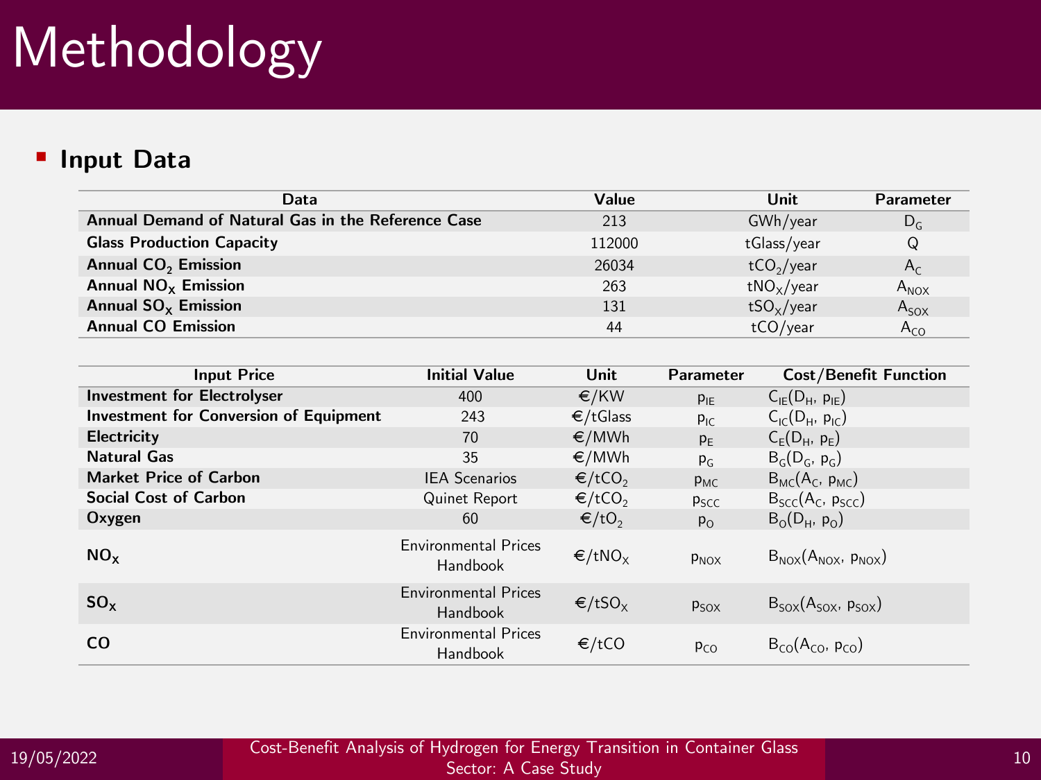# Methodology

- **Input Data**

| Data | Value | Unit | Parameter |
|---|---|---|---|
| **Annual Demand of Natural Gas in the Reference Case** | 213 | GWh/year | $D_G$ |
| **Glass Production Capacity** | 112000 | tGlass/year | Q |
| **Annual $CO_2$ Emission** | 26034 | $tCO_2$/year | $A_C$ |
| **Annual $NO_X$ Emission** | 263 | $tNO_X$/year | $A_{NOX}$ |
| **Annual $SO_X$ Emission** | 131 | $tSO_X$/year | $A_{SOX}$ |
| **Annual CO Emission** | 44 | tCO/year | $A_{CO}$ |

| Input Price | Initial Value | Unit | Parameter | Cost/Benefit Function |
|---|---|---|---|---|
| **Investment for Electrolyser** | 400 | €/KW | $p_{IE}$ | $C_{IE}(D_H, p_{IE})$ |
| **Investment for Conversion of Equipment** | 243 | €/tGlass | $p_{IC}$ | $C_{IC}(D_H, p_{IC})$ |
| **Electricity** | 70 | €/MWh | $p_E$ | $C_E(D_H, p_E)$ |
| **Natural Gas** | 35 | €/MWh | $p_G$ | $B_G(D_G, p_G)$ |
| **Market Price of Carbon** | IEA Scenarios | €/$tCO_2$ | $p_{MC}$ | $B_{MC}(A_C, p_{MC})$ |
| **Social Cost of Carbon** | Quinet Report | €/$tCO_2$ | $p_{SCC}$ | $B_{SCC}(A_C, p_{SCC})$ |
| **Oxygen** | 60 | €/$tO_2$ | $p_O$ | $B_O(D_H, p_O)$ |
| **$NO_X$** | Environmental Prices Handbook | €/$tNO_X$ | $p_{NOX}$ | $B_{NOX}(A_{NOX}, p_{NOX})$ |
| **$SO_X$** | Environmental Prices Handbook | €/$tSO_X$ | $p_{SOX}$ | $B_{SOX}(A_{SOX}, p_{SOX})$ |
| **CO** | Environmental Prices Handbook | €/tCO | $p_{CO}$ | $B_{CO}(A_{CO}, p_{CO})$ |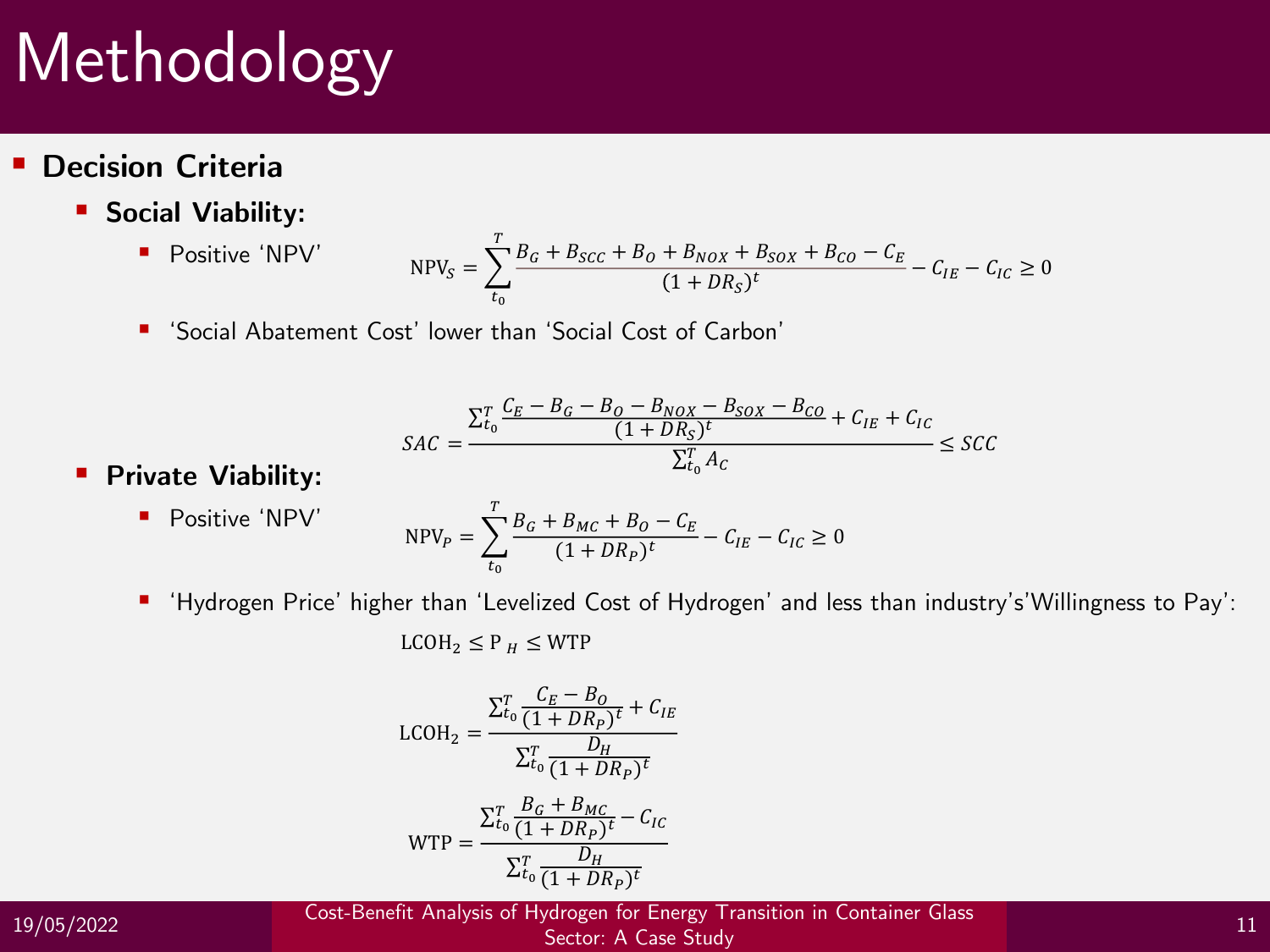# Methodology

- **Decision Criteria**
  - **Social Viability:**
    - Positive 'NPV'

$$\mathrm{NPV}_S = \sum_{t_0}^{T} \frac{B_G + B_{SCC} + B_O + B_{NOX} + B_{SOX} + B_{CO} - C_E}{(1 + DR_S)^t} - C_{IE} - C_{IC} \geq 0$$

    - 'Social Abatement Cost' lower than 'Social Cost of Carbon'

$$SAC = \frac{\sum_{t_0}^{T} \frac{C_E - B_G - B_O - B_{NOX} - B_{SOX} - B_{CO}}{(1 + DR_S)^t} + C_{IE} + C_{IC}}{\sum_{t_0}^{T} A_C} \leq SCC$$

  - **Private Viability:**
    - Positive 'NPV'

$$\mathrm{NPV}_P = \sum_{t_0}^{T} \frac{B_G + B_{MC} + B_O - C_E}{(1 + DR_P)^t} - C_{IE} - C_{IC} \geq 0$$

    - 'Hydrogen Price' higher than 'Levelized Cost of Hydrogen' and less than industry's'Willingness to Pay':

$$\mathrm{LCOH}_2 \leq \mathrm{P}_H \leq \mathrm{WTP}$$

$$\mathrm{LCOH}_2 = \frac{\sum_{t_0}^{T} \frac{C_E - B_O}{(1 + DR_P)^t} + C_{IE}}{\sum_{t_0}^{T} \frac{D_H}{(1 + DR_P)^t}}$$

$$\mathrm{WTP} = \frac{\sum_{t_0}^{T} \frac{B_G + B_{MC}}{(1 + DR_P)^t} - C_{IC}}{\sum_{t_0}^{T} \frac{D_H}{(1 + DR_P)^t}}$$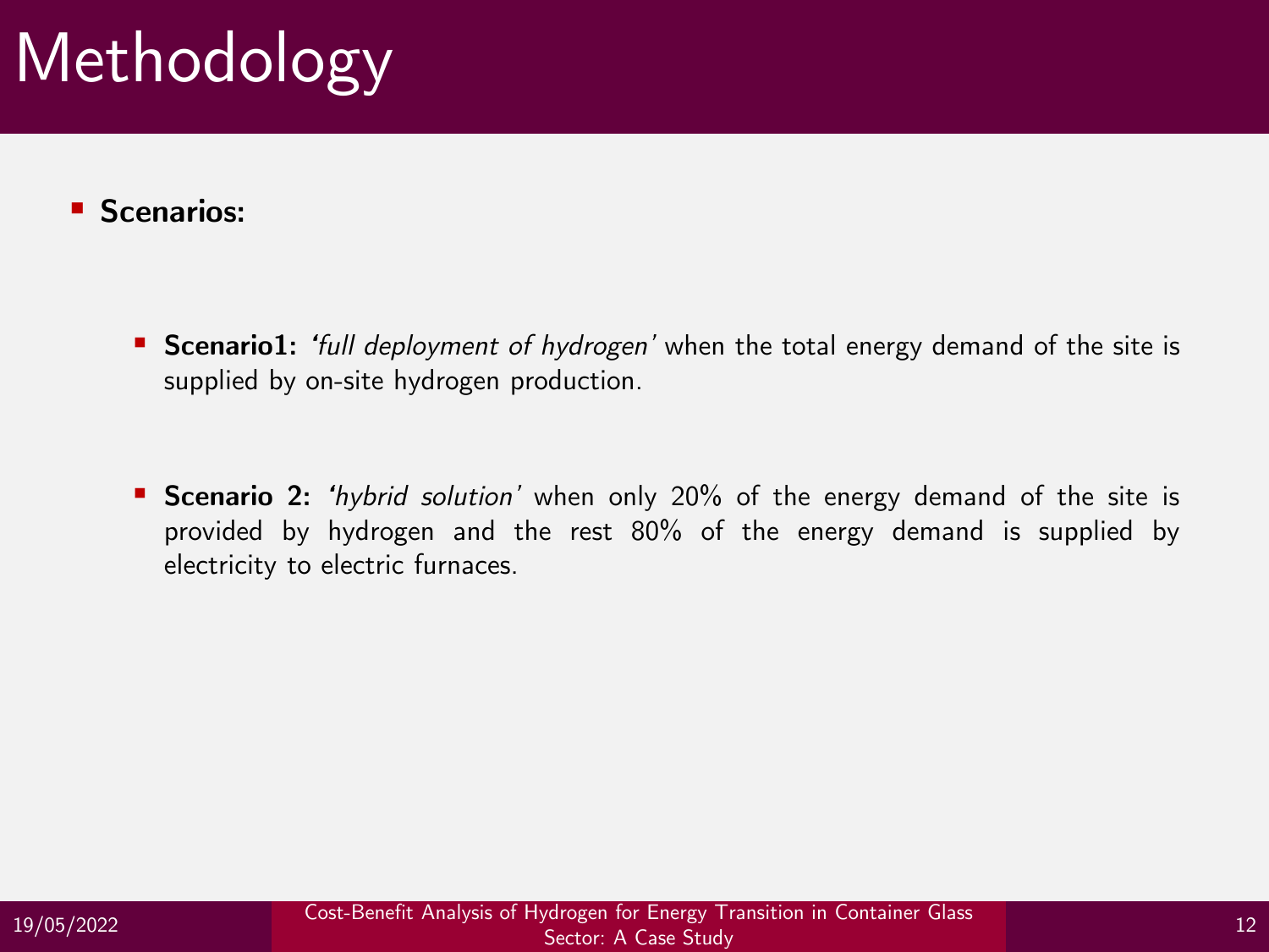# Methodology

- **Scenarios:**
  - **Scenario1:** *'full deployment of hydrogen'* when the total energy demand of the site is supplied by on-site hydrogen production.
  - **Scenario 2:** *'hybrid solution'* when only 20% of the energy demand of the site is provided by hydrogen and the rest 80% of the energy demand is supplied by electricity to electric furnaces.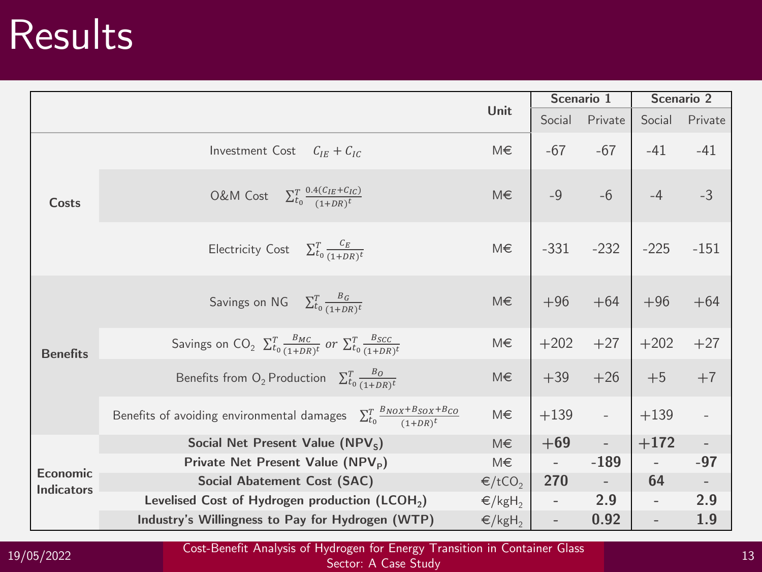# Results

| | | Unit | Scenario 1 | | Scenario 2 | |
|---|---|---|---|---|---|---|
| | | | Social | Private | Social | Private |
| **Costs** | Investment Cost $C_{IE} + C_{IC}$ | M€ | -67 | -67 | -41 | -41 |
| | O&M Cost $\sum_{t_0}^{T} \frac{0.4(C_{IE}+C_{IC})}{(1+DR)^t}$ | M€ | -9 | -6 | -4 | -3 |
| | Electricity Cost $\sum_{t_0}^{T} \frac{C_E}{(1+DR)^t}$ | M€ | -331 | -232 | -225 | -151 |
| **Benefits** | Savings on NG $\sum_{t_0}^{T} \frac{B_G}{(1+DR)^t}$ | M€ | +96 | +64 | +96 | +64 |
| | Savings on $CO_2$ $\sum_{t_0}^{T} \frac{B_{MC}}{(1+DR)^t}$ *or* $\sum_{t_0}^{T} \frac{B_{SCC}}{(1+DR)^t}$ | M€ | +202 | +27 | +202 | +27 |
| | Benefits from $O_2$ Production $\sum_{t_0}^{T} \frac{B_O}{(1+DR)^t}$ | M€ | +39 | +26 | +5 | +7 |
| | Benefits of avoiding environmental damages $\sum_{t_0}^{T} \frac{B_{NOX}+B_{SOX}+B_{CO}}{(1+DR)^t}$ | M€ | +139 | - | +139 | - |
| **Economic Indicators** | **Social Net Present Value ($NPV_S$)** | M€ | **+69** | - | **+172** | - |
| | **Private Net Present Value ($NPV_P$)** | M€ | - | **-189** | - | **-97** |
| | **Social Abatement Cost (SAC)** | €/t$CO_2$ | **270** | - | **64** | - |
| | **Levelised Cost of Hydrogen production ($LCOH_2$)** | €/kg$H_2$ | - | **2.9** | - | **2.9** |
| | **Industry's Willingness to Pay for Hydrogen (WTP)** | €/kg$H_2$ | - | **0.92** | - | **1.9** |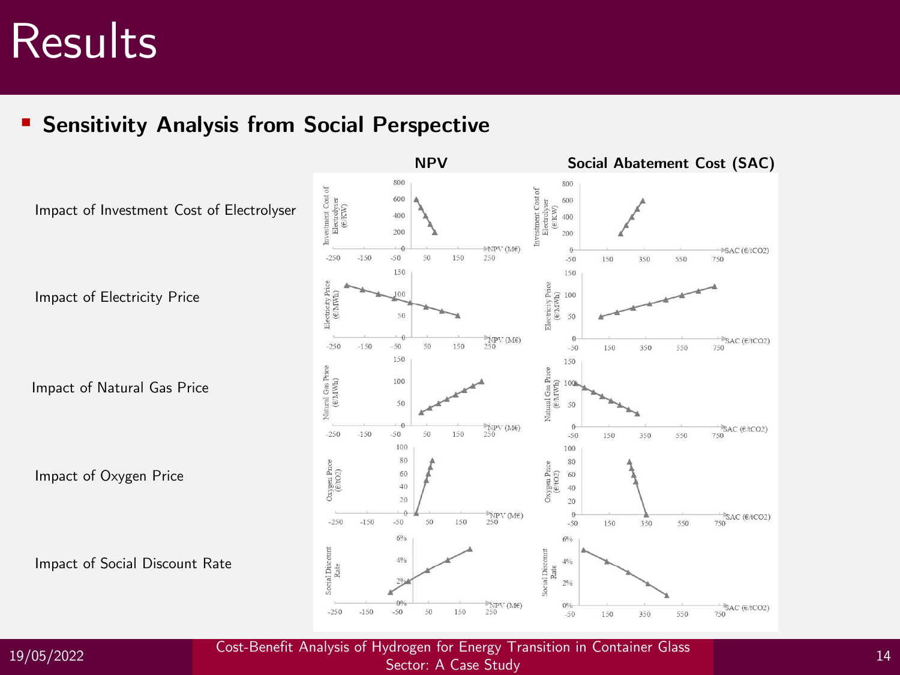# Results

- **Sensitivity Analysis from Social Perspective**

**NPV** | **Social Abatement Cost (SAC)**

Impact of Investment Cost of Electrolyser

Impact of Electricity Price

Impact of Natural Gas Price

Impact of Oxygen Price

Impact of Social Discount Rate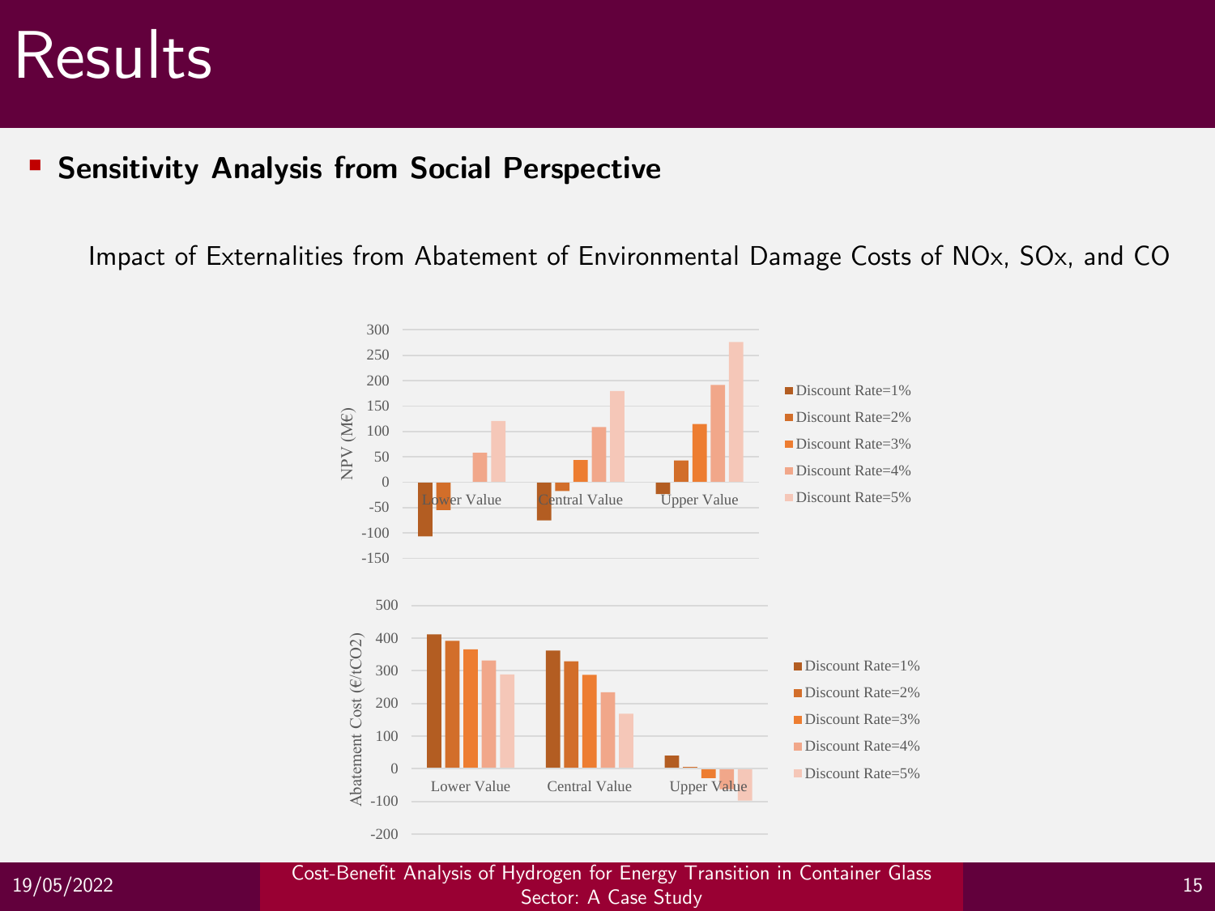# Results

- **Sensitivity Analysis from Social Perspective**

Impact of Externalities from Abatement of Environmental Damage Costs of NOx, SOx, and CO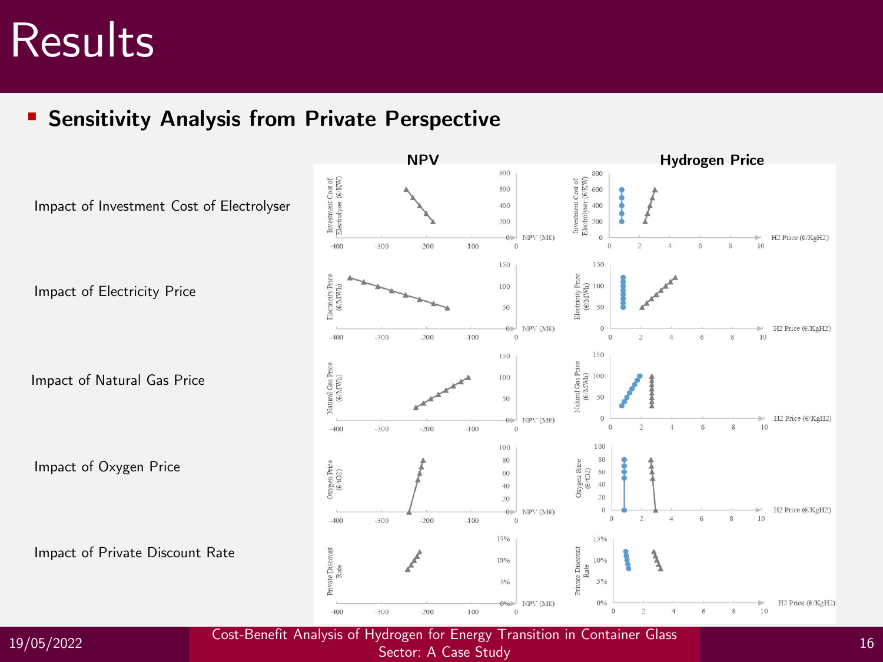# Results

- **Sensitivity Analysis from Private Perspective**

| | NPV | Hydrogen Price |
|---|---|---|
| Impact of Investment Cost of Electrolyser | | |
| Impact of Electricity Price | | |
| Impact of Natural Gas Price | | |
| Impact of Oxygen Price | | |
| Impact of Private Discount Rate | | |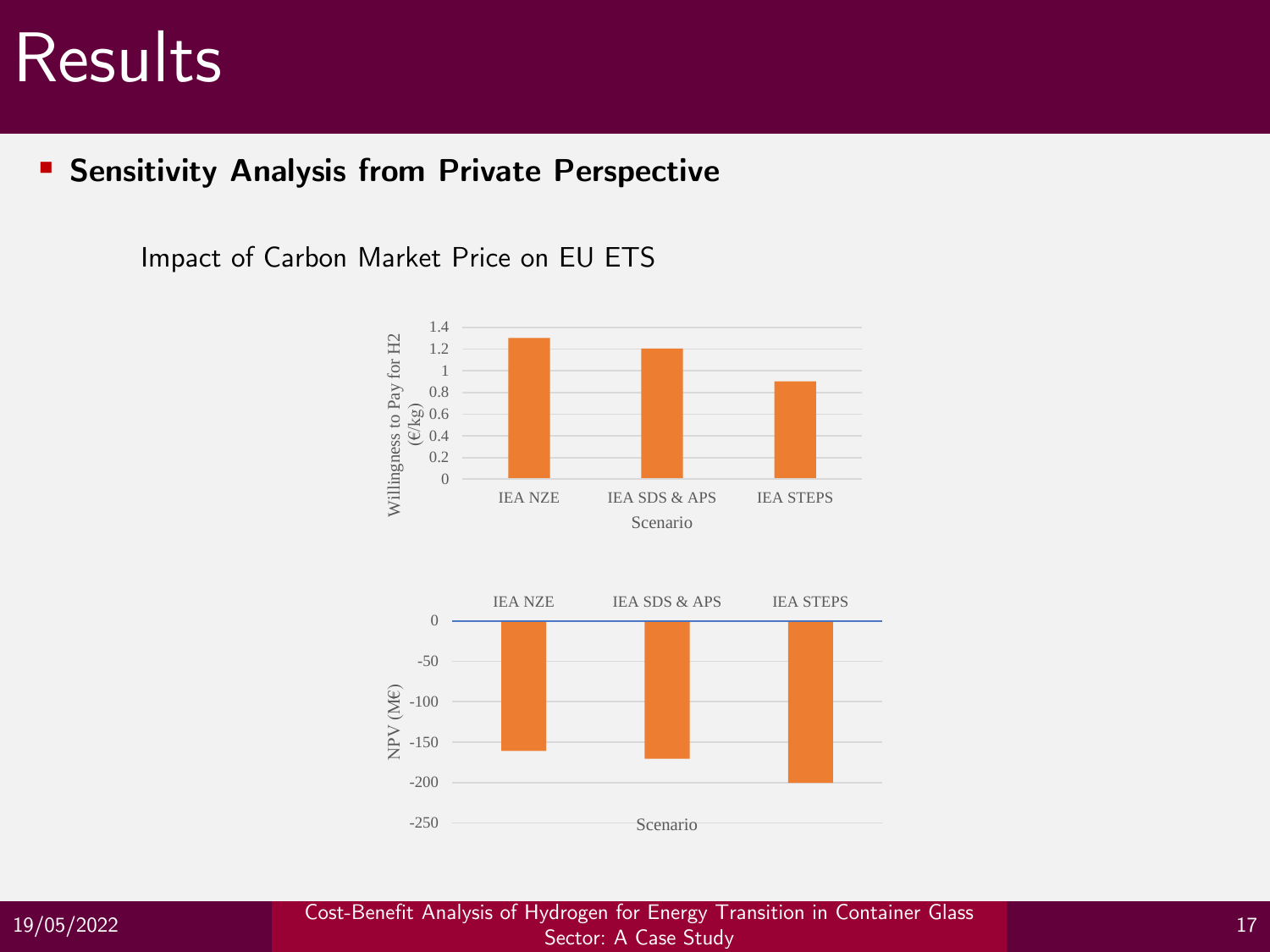# Results

- **Sensitivity Analysis from Private Perspective**

Impact of Carbon Market Price on EU ETS

| Scenario | Willingness to Pay for H2 (€/kg) |
|---|---|
| IEA NZE | 1.3 |
| IEA SDS & APS | 1.2 |
| IEA STEPS | 0.9 |

| Scenario | NPV (M€) |
|---|---|
| IEA NZE | -160 |
| IEA SDS & APS | -170 |
| IEA STEPS | -200 |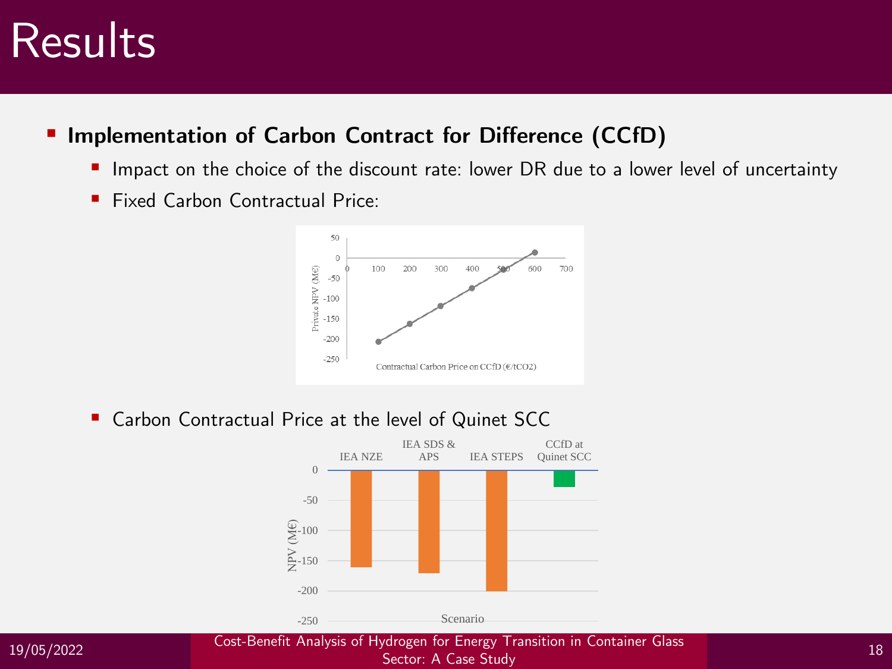# Results

- **Implementation of Carbon Contract for Difference (CCfD)**
  - Impact on the choice of the discount rate: lower DR due to a lower level of uncertainty
  - Fixed Carbon Contractual Price:

  - Carbon Contractual Price at the level of Quinet SCC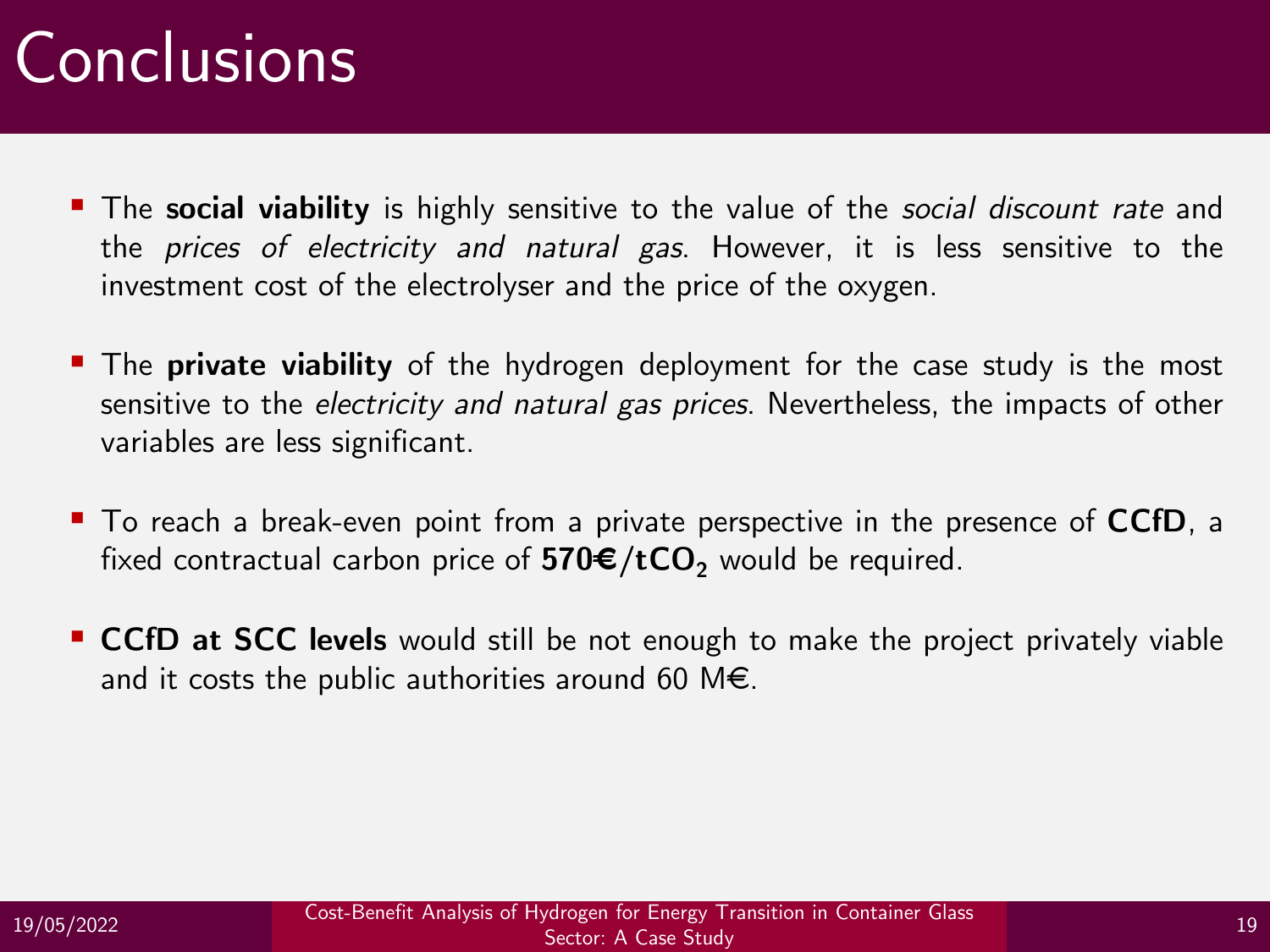# Conclusions

- The **social viability** is highly sensitive to the value of the *social discount rate* and the *prices of electricity and natural gas*. However, it is less sensitive to the investment cost of the electrolyser and the price of the oxygen.
- The **private viability** of the hydrogen deployment for the case study is the most sensitive to the *electricity and natural gas prices*. Nevertheless, the impacts of other variables are less significant.
- To reach a break-even point from a private perspective in the presence of **CCfD**, a fixed contractual carbon price of **570€/t$CO_2$** would be required.
- **CCfD at SCC levels** would still be not enough to make the project privately viable and it costs the public authorities around 60 M€.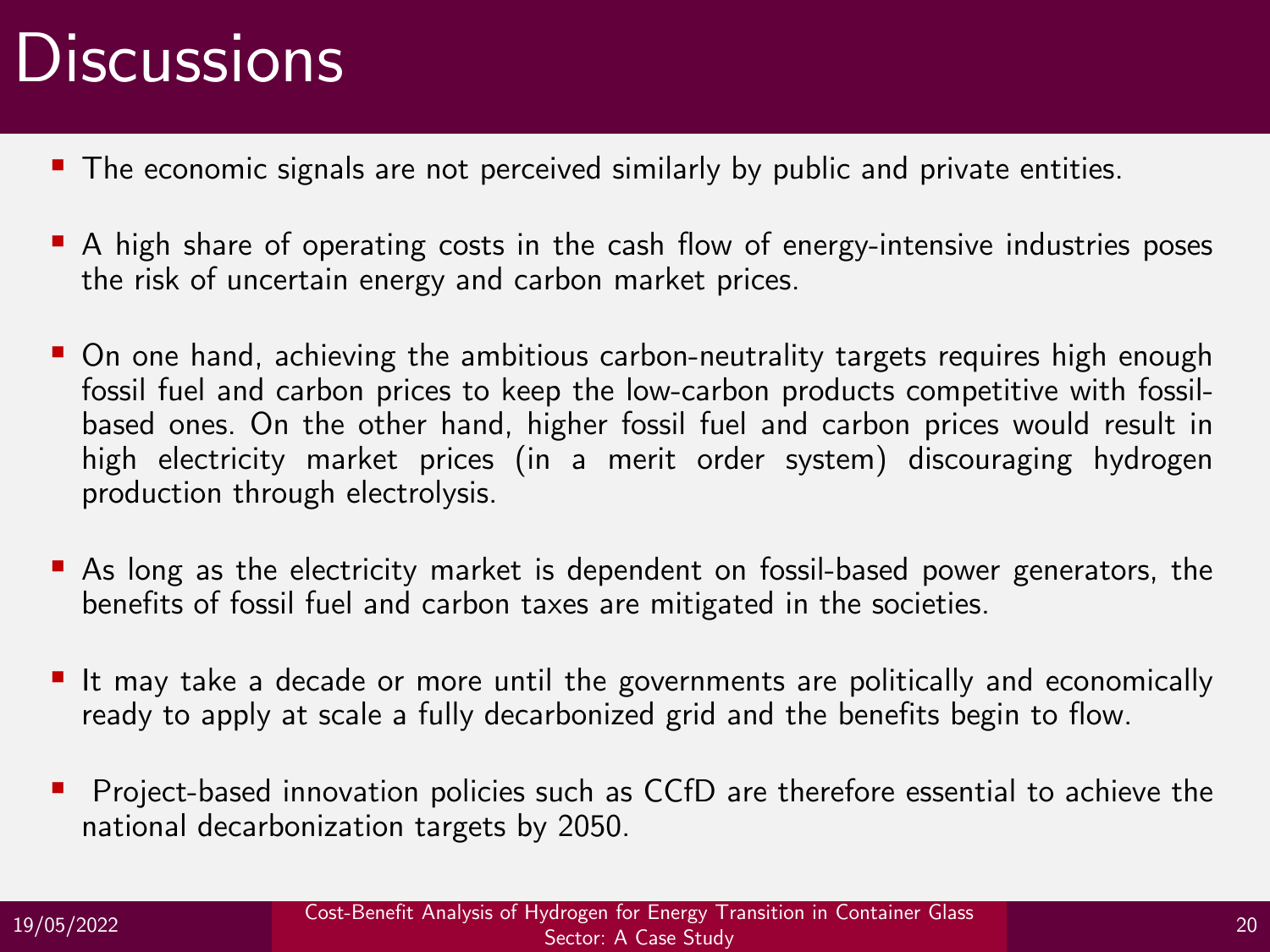# Discussions

- The economic signals are not perceived similarly by public and private entities.
- A high share of operating costs in the cash flow of energy-intensive industries poses the risk of uncertain energy and carbon market prices.
- On one hand, achieving the ambitious carbon-neutrality targets requires high enough fossil fuel and carbon prices to keep the low-carbon products competitive with fossil-based ones. On the other hand, higher fossil fuel and carbon prices would result in high electricity market prices (in a merit order system) discouraging hydrogen production through electrolysis.
- As long as the electricity market is dependent on fossil-based power generators, the benefits of fossil fuel and carbon taxes are mitigated in the societies.
- It may take a decade or more until the governments are politically and economically ready to apply at scale a fully decarbonized grid and the benefits begin to flow.
- Project-based innovation policies such as CCfD are therefore essential to achieve the national decarbonization targets by 2050.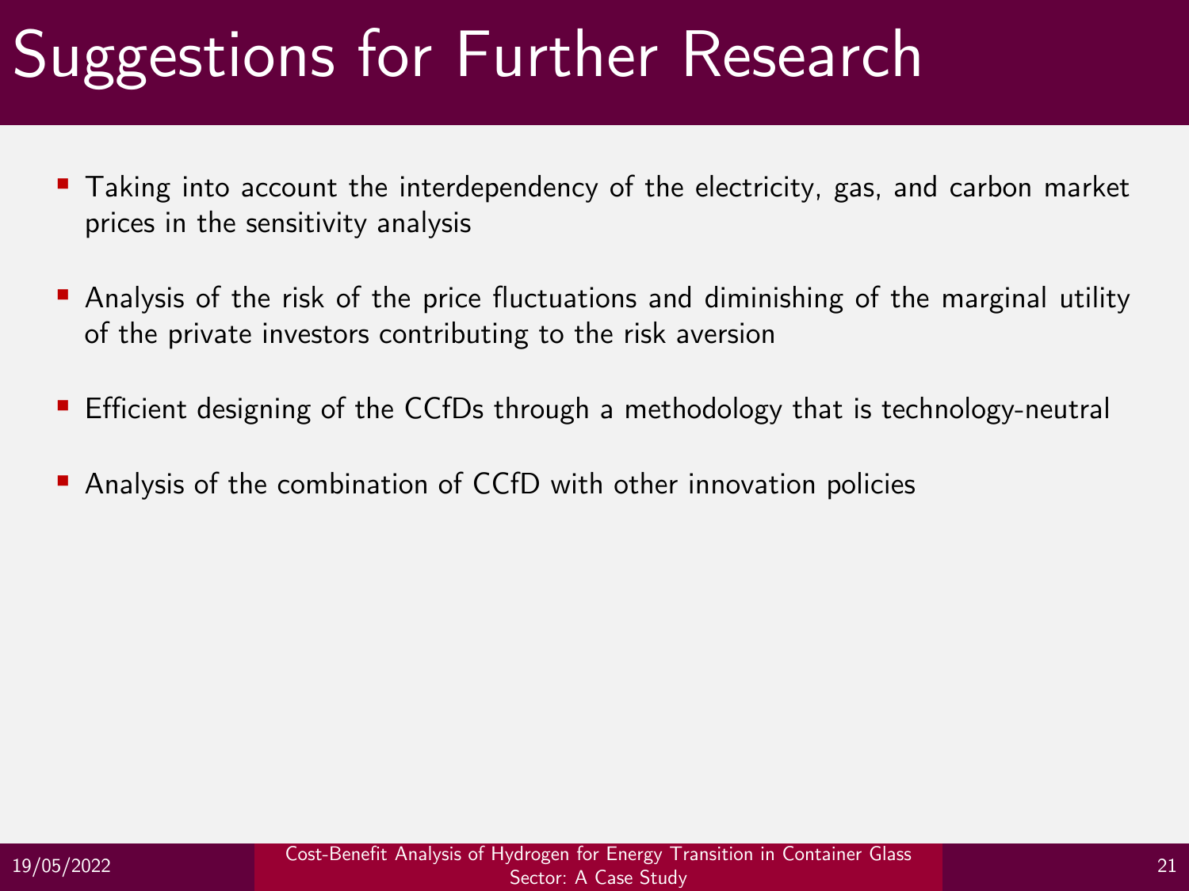# Suggestions for Further Research

- Taking into account the interdependency of the electricity, gas, and carbon market prices in the sensitivity analysis
- Analysis of the risk of the price fluctuations and diminishing of the marginal utility of the private investors contributing to the risk aversion
- Efficient designing of the CCfDs through a methodology that is technology-neutral
- Analysis of the combination of CCfD with other innovation policies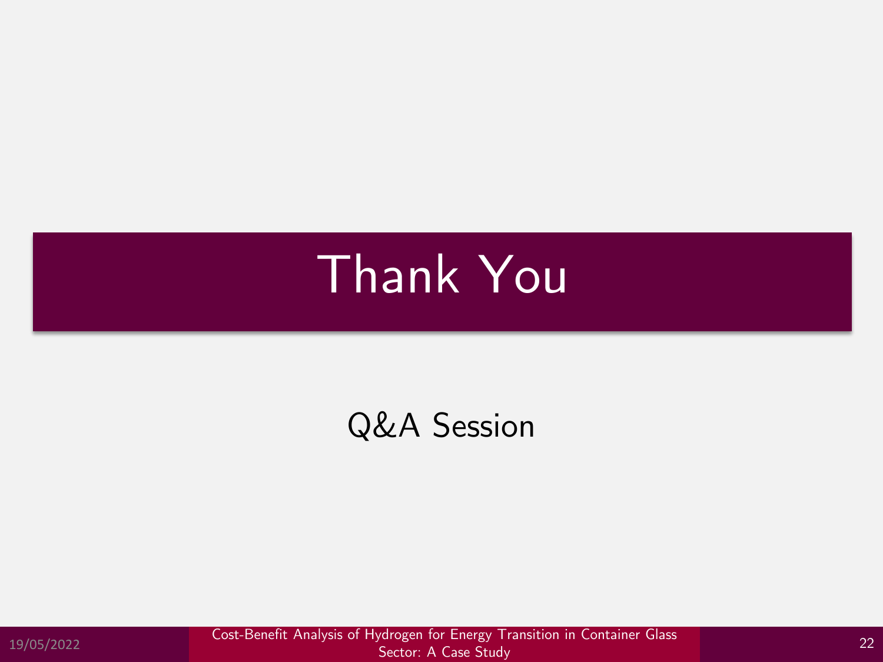# Thank You

Q&A Session